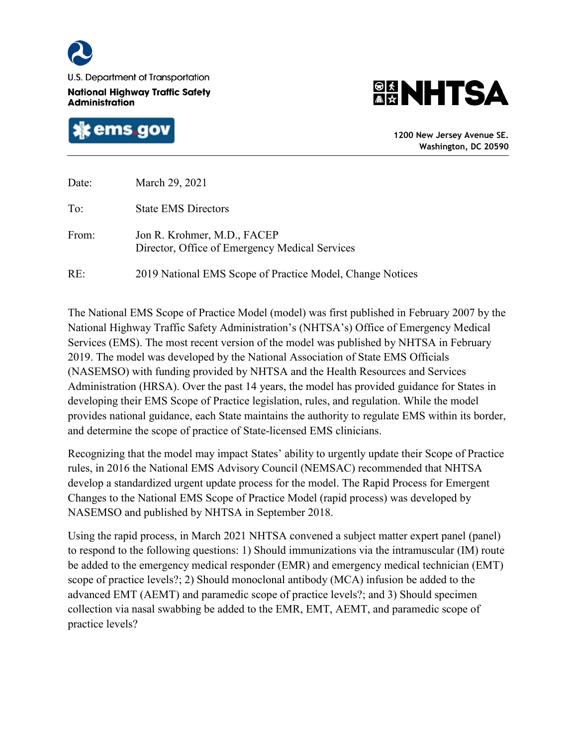U.S. Department of Transportation

**National Highway Traffic Safety Administration**

**NHTSA**

**ems.gov**

**1200 New Jersey Avenue SE.**
**Washington, DC 20590**

---

| | |
|---|---|
| Date: | March 29, 2021 |
| To: | State EMS Directors |
| From: | Jon R. Krohmer, M.D., FACEP<br>Director, Office of Emergency Medical Services |
| RE: | 2019 National EMS Scope of Practice Model, Change Notices |

The National EMS Scope of Practice Model (model) was first published in February 2007 by the National Highway Traffic Safety Administration's (NHTSA's) Office of Emergency Medical Services (EMS). The most recent version of the model was published by NHTSA in February 2019. The model was developed by the National Association of State EMS Officials (NASEMSO) with funding provided by NHTSA and the Health Resources and Services Administration (HRSA). Over the past 14 years, the model has provided guidance for States in developing their EMS Scope of Practice legislation, rules, and regulation. While the model provides national guidance, each State maintains the authority to regulate EMS within its border, and determine the scope of practice of State-licensed EMS clinicians.

Recognizing that the model may impact States' ability to urgently update their Scope of Practice rules, in 2016 the National EMS Advisory Council (NEMSAC) recommended that NHTSA develop a standardized urgent update process for the model. The Rapid Process for Emergent Changes to the National EMS Scope of Practice Model (rapid process) was developed by NASEMSO and published by NHTSA in September 2018.

Using the rapid process, in March 2021 NHTSA convened a subject matter expert panel (panel) to respond to the following questions: 1) Should immunizations via the intramuscular (IM) route be added to the emergency medical responder (EMR) and emergency medical technician (EMT) scope of practice levels?; 2) Should monoclonal antibody (MCA) infusion be added to the advanced EMT (AEMT) and paramedic scope of practice levels?; and 3) Should specimen collection via nasal swabbing be added to the EMR, EMT, AEMT, and paramedic scope of practice levels?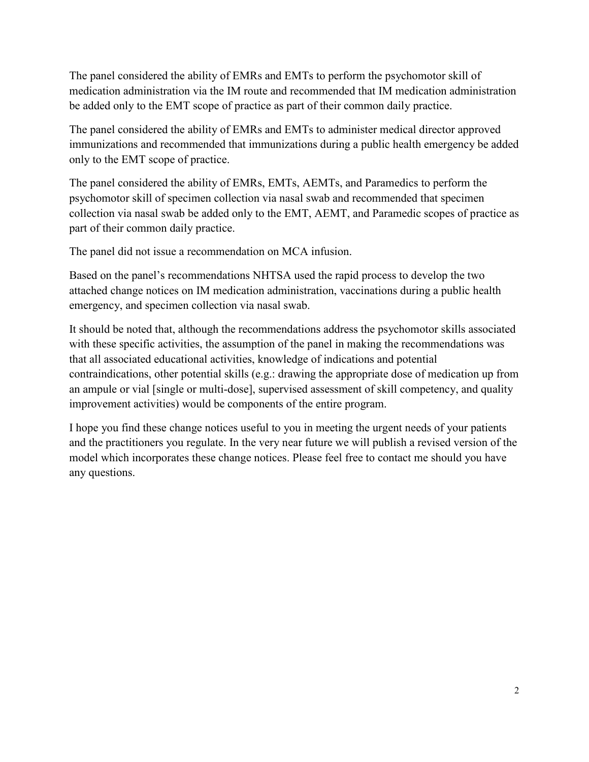The panel considered the ability of EMRs and EMTs to perform the psychomotor skill of medication administration via the IM route and recommended that IM medication administration be added only to the EMT scope of practice as part of their common daily practice.

The panel considered the ability of EMRs and EMTs to administer medical director approved immunizations and recommended that immunizations during a public health emergency be added only to the EMT scope of practice.

The panel considered the ability of EMRs, EMTs, AEMTs, and Paramedics to perform the psychomotor skill of specimen collection via nasal swab and recommended that specimen collection via nasal swab be added only to the EMT, AEMT, and Paramedic scopes of practice as part of their common daily practice.

The panel did not issue a recommendation on MCA infusion.

Based on the panel's recommendations NHTSA used the rapid process to develop the two attached change notices on IM medication administration, vaccinations during a public health emergency, and specimen collection via nasal swab.

It should be noted that, although the recommendations address the psychomotor skills associated with these specific activities, the assumption of the panel in making the recommendations was that all associated educational activities, knowledge of indications and potential contraindications, other potential skills (e.g.: drawing the appropriate dose of medication up from an ampule or vial [single or multi-dose], supervised assessment of skill competency, and quality improvement activities) would be components of the entire program.

I hope you find these change notices useful to you in meeting the urgent needs of your patients and the practitioners you regulate. In the very near future we will publish a revised version of the model which incorporates these change notices. Please feel free to contact me should you have any questions.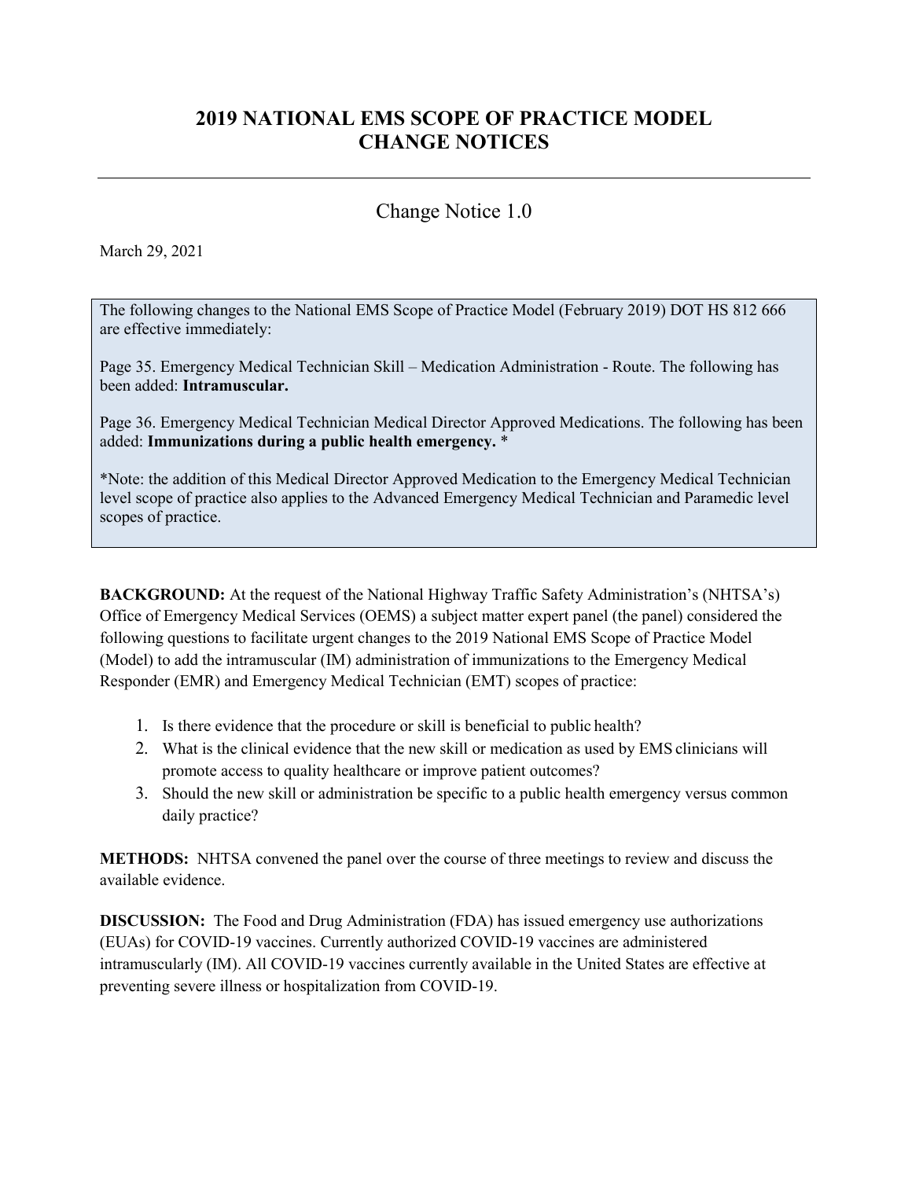# 2019 NATIONAL EMS SCOPE OF PRACTICE MODEL CHANGE NOTICES

---

## Change Notice 1.0

March 29, 2021

> The following changes to the National EMS Scope of Practice Model (February 2019) DOT HS 812 666 are effective immediately:
>
> Page 35. Emergency Medical Technician Skill – Medication Administration - Route. The following has been added: **Intramuscular.**
>
> Page 36. Emergency Medical Technician Medical Director Approved Medications. The following has been added: **Immunizations during a public health emergency.** *
>
> *Note: the addition of this Medical Director Approved Medication to the Emergency Medical Technician level scope of practice also applies to the Advanced Emergency Medical Technician and Paramedic level scopes of practice.

**BACKGROUND:** At the request of the National Highway Traffic Safety Administration's (NHTSA's) Office of Emergency Medical Services (OEMS) a subject matter expert panel (the panel) considered the following questions to facilitate urgent changes to the 2019 National EMS Scope of Practice Model (Model) to add the intramuscular (IM) administration of immunizations to the Emergency Medical Responder (EMR) and Emergency Medical Technician (EMT) scopes of practice:

1. Is there evidence that the procedure or skill is beneficial to public health?
2. What is the clinical evidence that the new skill or medication as used by EMS clinicians will promote access to quality healthcare or improve patient outcomes?
3. Should the new skill or administration be specific to a public health emergency versus common daily practice?

**METHODS:** NHTSA convened the panel over the course of three meetings to review and discuss the available evidence.

**DISCUSSION:** The Food and Drug Administration (FDA) has issued emergency use authorizations (EUAs) for COVID-19 vaccines. Currently authorized COVID-19 vaccines are administered intramuscularly (IM). All COVID-19 vaccines currently available in the United States are effective at preventing severe illness or hospitalization from COVID-19.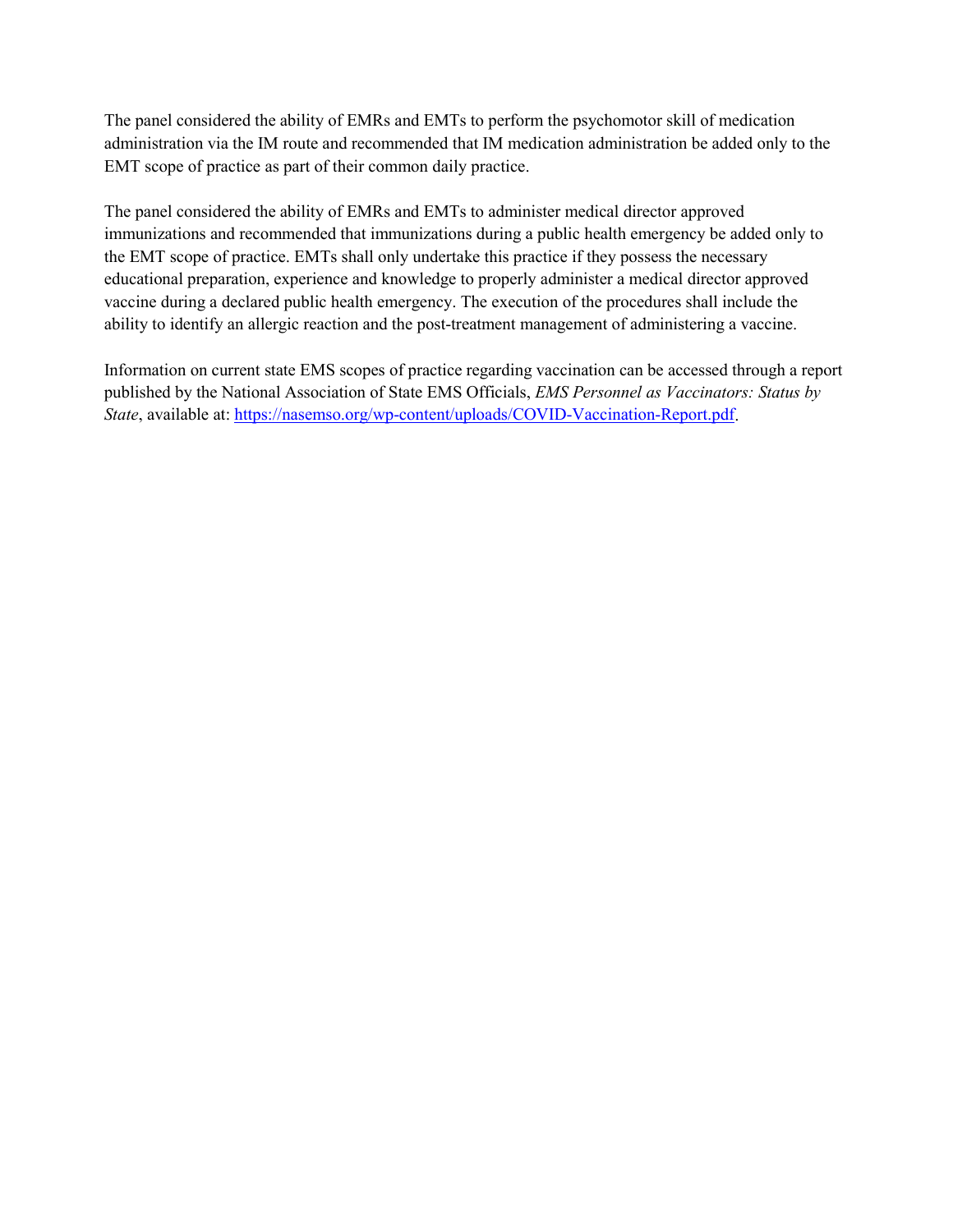The panel considered the ability of EMRs and EMTs to perform the psychomotor skill of medication administration via the IM route and recommended that IM medication administration be added only to the EMT scope of practice as part of their common daily practice.

The panel considered the ability of EMRs and EMTs to administer medical director approved immunizations and recommended that immunizations during a public health emergency be added only to the EMT scope of practice. EMTs shall only undertake this practice if they possess the necessary educational preparation, experience and knowledge to properly administer a medical director approved vaccine during a declared public health emergency. The execution of the procedures shall include the ability to identify an allergic reaction and the post-treatment management of administering a vaccine.

Information on current state EMS scopes of practice regarding vaccination can be accessed through a report published by the National Association of State EMS Officials, *EMS Personnel as Vaccinators: Status by State*, available at: [https://nasemso.org/wp-content/uploads/COVID-Vaccination-Report.pdf](https://nasemso.org/wp-content/uploads/COVID-Vaccination-Report.pdf).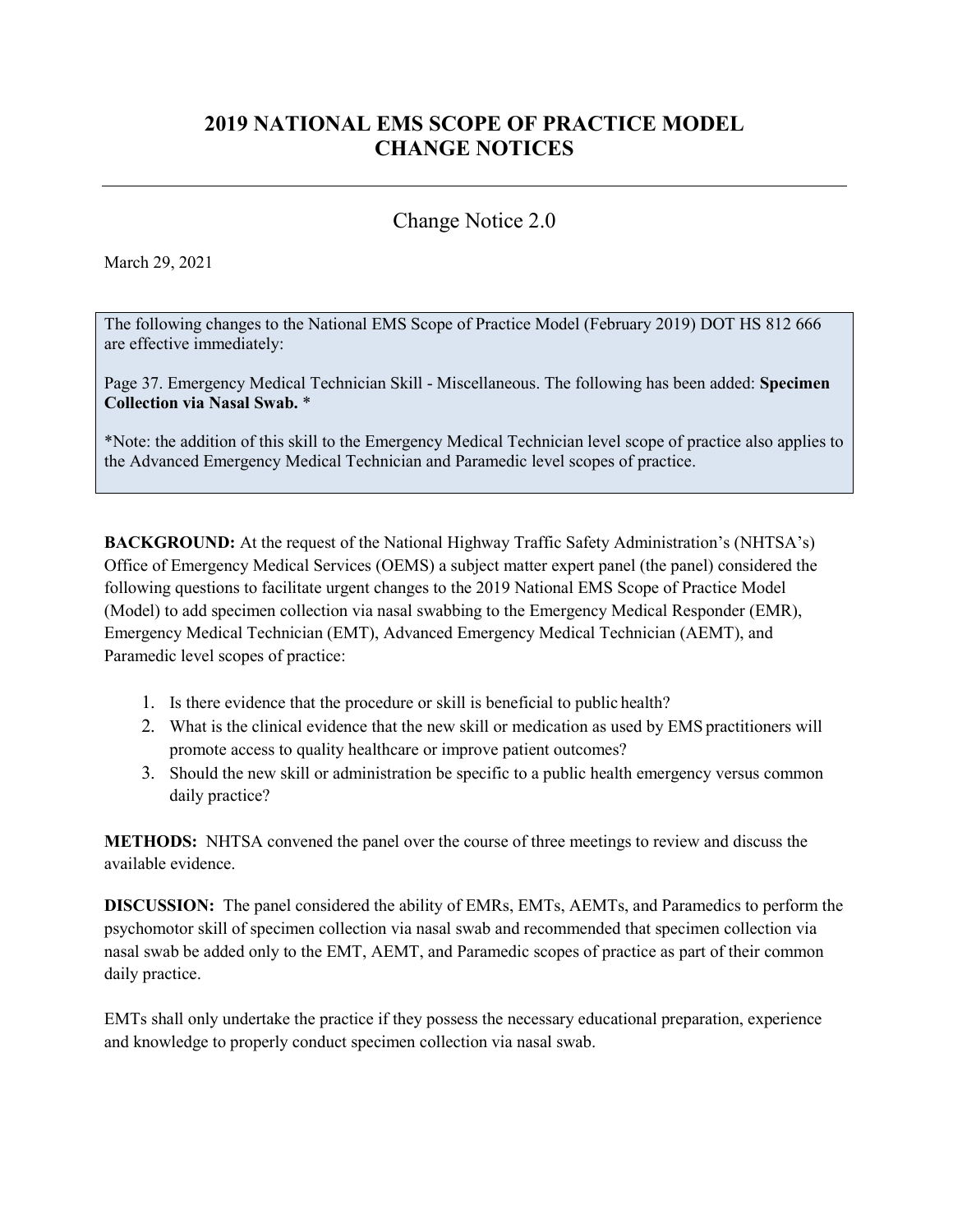# 2019 NATIONAL EMS SCOPE OF PRACTICE MODEL CHANGE NOTICES

---

## Change Notice 2.0

March 29, 2021

> The following changes to the National EMS Scope of Practice Model (February 2019) DOT HS 812 666 are effective immediately:
>
> Page 37. Emergency Medical Technician Skill - Miscellaneous. The following has been added: **Specimen Collection via Nasal Swab.** *
>
> *Note: the addition of this skill to the Emergency Medical Technician level scope of practice also applies to the Advanced Emergency Medical Technician and Paramedic level scopes of practice.

**BACKGROUND:** At the request of the National Highway Traffic Safety Administration's (NHTSA's) Office of Emergency Medical Services (OEMS) a subject matter expert panel (the panel) considered the following questions to facilitate urgent changes to the 2019 National EMS Scope of Practice Model (Model) to add specimen collection via nasal swabbing to the Emergency Medical Responder (EMR), Emergency Medical Technician (EMT), Advanced Emergency Medical Technician (AEMT), and Paramedic level scopes of practice:

1. Is there evidence that the procedure or skill is beneficial to public health?
2. What is the clinical evidence that the new skill or medication as used by EMS practitioners will promote access to quality healthcare or improve patient outcomes?
3. Should the new skill or administration be specific to a public health emergency versus common daily practice?

**METHODS:** NHTSA convened the panel over the course of three meetings to review and discuss the available evidence.

**DISCUSSION:** The panel considered the ability of EMRs, EMTs, AEMTs, and Paramedics to perform the psychomotor skill of specimen collection via nasal swab and recommended that specimen collection via nasal swab be added only to the EMT, AEMT, and Paramedic scopes of practice as part of their common daily practice.

EMTs shall only undertake the practice if they possess the necessary educational preparation, experience and knowledge to properly conduct specimen collection via nasal swab.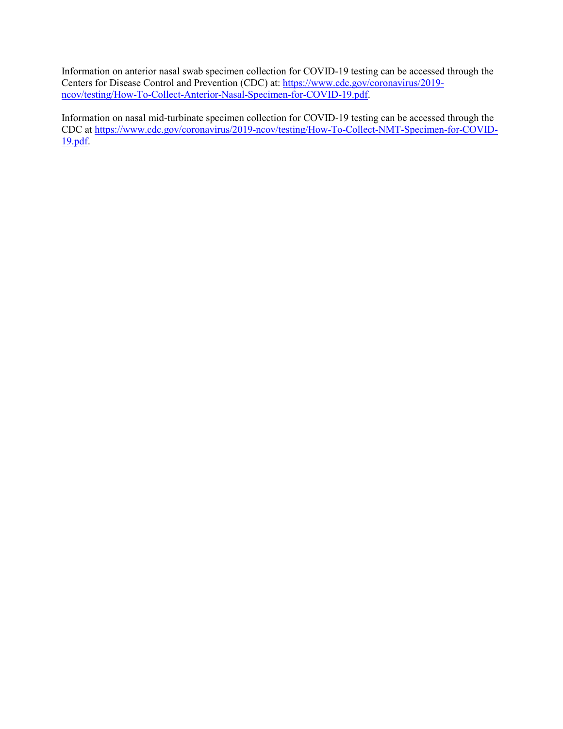Information on anterior nasal swab specimen collection for COVID-19 testing can be accessed through the Centers for Disease Control and Prevention (CDC) at: https://www.cdc.gov/coronavirus/2019-ncov/testing/How-To-Collect-Anterior-Nasal-Specimen-for-COVID-19.pdf.

Information on nasal mid-turbinate specimen collection for COVID-19 testing can be accessed through the CDC at https://www.cdc.gov/coronavirus/2019-ncov/testing/How-To-Collect-NMT-Specimen-for-COVID-19.pdf.